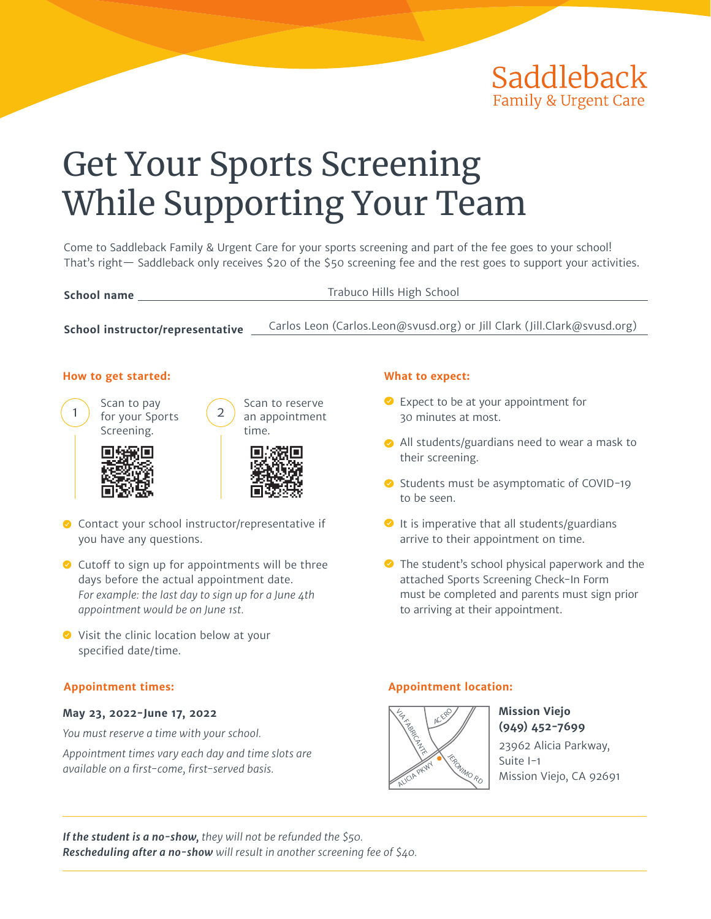Saddleback
Family & Urgent Care

# Get Your Sports Screening While Supporting Your Team

Come to Saddleback Family & Urgent Care for your sports screening and part of the fee goes to your school! That's right— Saddleback only receives $20 of the $50 screening fee and the rest goes to support your activities.

**School name** Trabuco Hills High School

**School instructor/representative** Carlos Leon (Carlos.Leon@svusd.org) or Jill Clark (Jill.Clark@svusd.org)

### How to get started:

1. Scan to pay for your Sports Screening.
2. Scan to reserve an appointment time.

- Contact your school instructor/representative if you have any questions.
- Cutoff to sign up for appointments will be three days before the actual appointment date. *For example: the last day to sign up for a June 4th appointment would be on June 1st.*
- Visit the clinic location below at your specified date/time.

### What to expect:

- Expect to be at your appointment for 30 minutes at most.
- All students/guardians need to wear a mask to their screening.
- Students must be asymptomatic of COVID-19 to be seen.
- It is imperative that all students/guardians arrive to their appointment on time.
- The student's school physical paperwork and the attached Sports Screening Check-In Form must be completed and parents must sign prior to arriving at their appointment.

### Appointment times:

**May 23, 2022-June 17, 2022**

*You must reserve a time with your school.*

*Appointment times vary each day and time slots are available on a first-come, first-served basis.*

### Appointment location:

VIA FABRICANTE, ACERO, ALICIA PKWY, JERONIMO RD

**Mission Viejo**
**(949) 452-7699**
23962 Alicia Parkway,
Suite I-1
Mission Viejo, CA 92691

---

***If the student is a no-show,*** *they will not be refunded the $50.*
***Rescheduling after a no-show*** *will result in another screening fee of $40.*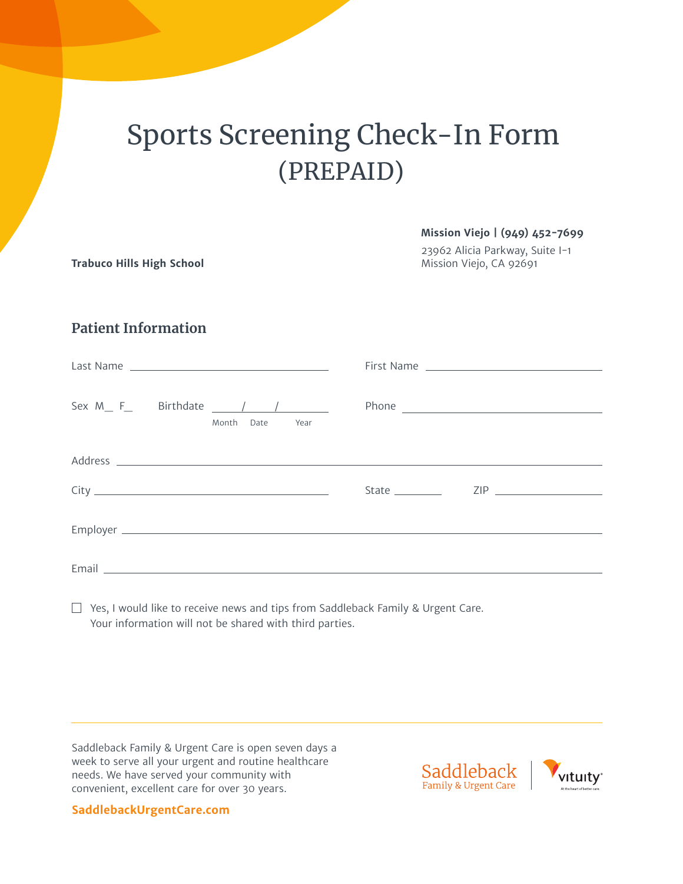# Sports Screening Check-In Form (PREPAID)

**Mission Viejo | (949) 452-7699**

23962 Alicia Parkway, Suite I-1
Mission Viejo, CA 92691

**Trabuco Hills High School**

## Patient Information

Last Name ______________________________ First Name ______________________________

Sex M__ F__ Birthdate ____/____/________ Phone ______________________________
Month Date Year

Address ____________________________________________________________

City ______________________________ State ________ ZIP ________________

Employer ____________________________________________________________

Email ____________________________________________________________

☐ Yes, I would like to receive news and tips from Saddleback Family & Urgent Care. Your information will not be shared with third parties.

---

Saddleback Family & Urgent Care is open seven days a week to serve all your urgent and routine healthcare needs. We have served your community with convenient, excellent care for over 30 years.

**SaddlebackUrgentCare.com**

Saddleback Family & Urgent Care | vituity® At the heart of better care.